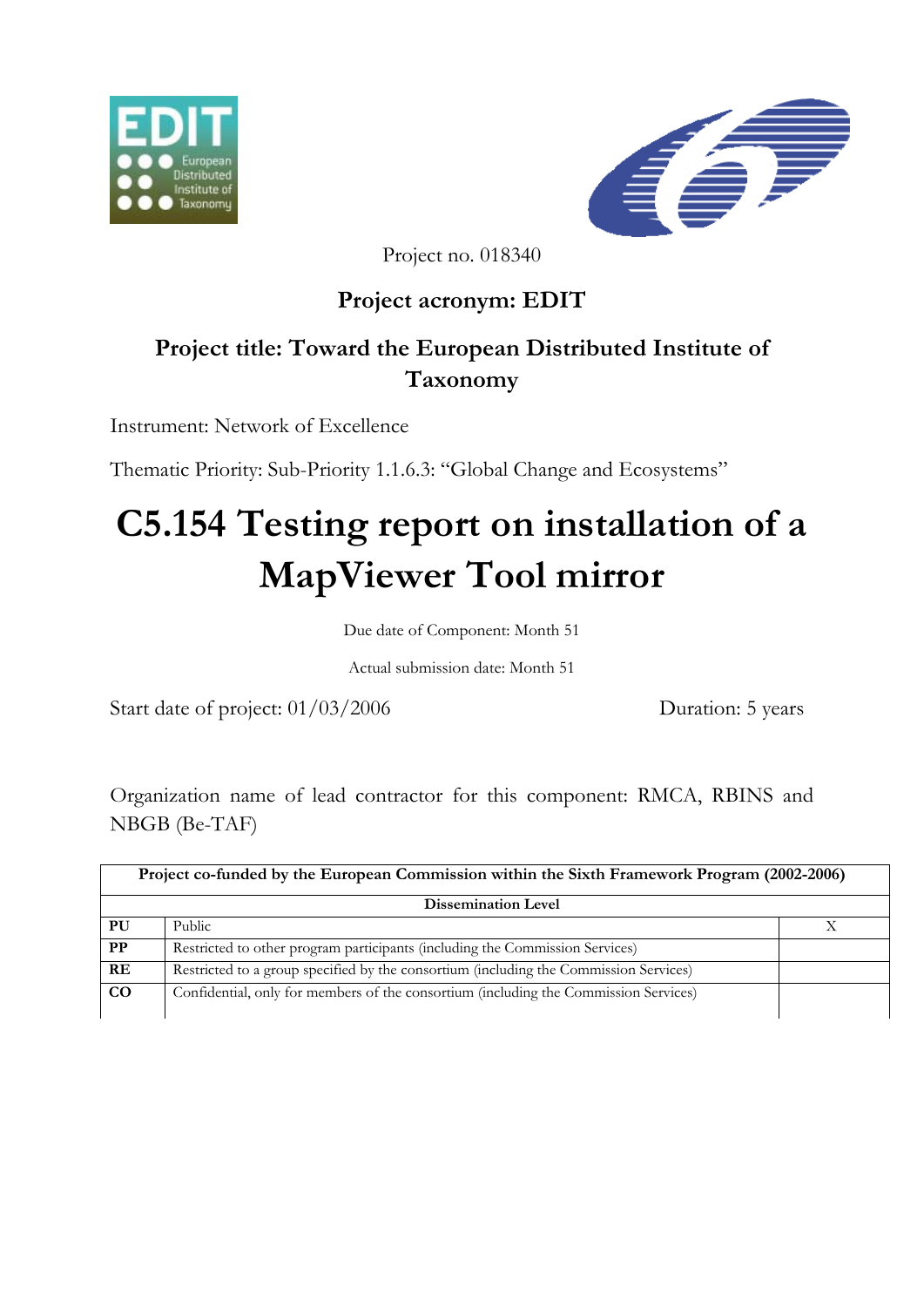Project no. 018340

**Project acronym: EDIT**

**Project title: Toward the European Distributed Institute of Taxonomy**

Instrument: Network of Excellence

Thematic Priority: Sub-Priority 1.1.6.3: "Global Change and Ecosystems"

# C5.154 Testing report on installation of a MapViewer Tool mirror

Due date of Component: Month 51

Actual submission date: Month 51

Start date of project: 01/03/2006 Duration: 5 years

Organization name of lead contractor for this component: RMCA, RBINS and NBGB (Be-TAF)

| **Project co-funded by the European Commission within the Sixth Framework Program (2002-2006)** | | |
|---|---|---|
| **Dissemination Level** | | |
| **PU** | Public | X |
| **PP** | Restricted to other program participants (including the Commission Services) | |
| **RE** | Restricted to a group specified by the consortium (including the Commission Services) | |
| **CO** | Confidential, only for members of the consortium (including the Commission Services) | |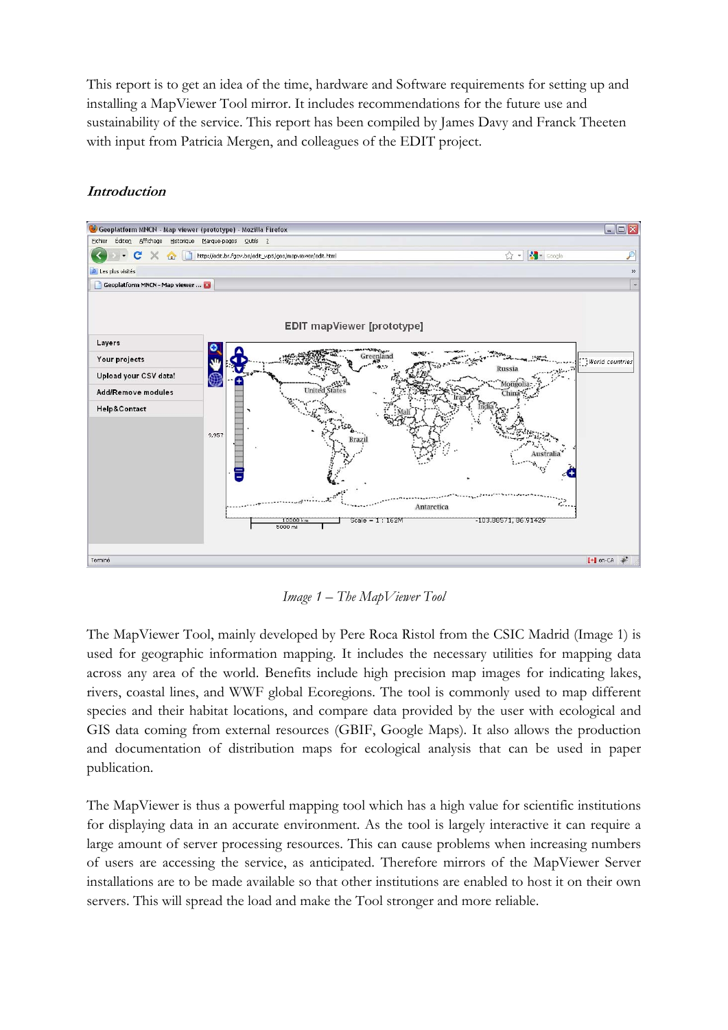This report is to get an idea of the time, hardware and Software requirements for setting up and installing a MapViewer Tool mirror. It includes recommendations for the future use and sustainability of the service. This report has been compiled by James Davy and Franck Theeten with input from Patricia Mergen, and colleagues of the EDIT project.

### *Introduction*

*Image 1 – The MapViewer Tool*

The MapViewer Tool, mainly developed by Pere Roca Ristol from the CSIC Madrid (Image 1) is used for geographic information mapping. It includes the necessary utilities for mapping data across any area of the world. Benefits include high precision map images for indicating lakes, rivers, coastal lines, and WWF global Ecoregions. The tool is commonly used to map different species and their habitat locations, and compare data provided by the user with ecological and GIS data coming from external resources (GBIF, Google Maps). It also allows the production and documentation of distribution maps for ecological analysis that can be used in paper publication.

The MapViewer is thus a powerful mapping tool which has a high value for scientific institutions for displaying data in an accurate environment. As the tool is largely interactive it can require a large amount of server processing resources. This can cause problems when increasing numbers of users are accessing the service, as anticipated. Therefore mirrors of the MapViewer Server installations are to be made available so that other institutions are enabled to host it on their own servers. This will spread the load and make the Tool stronger and more reliable.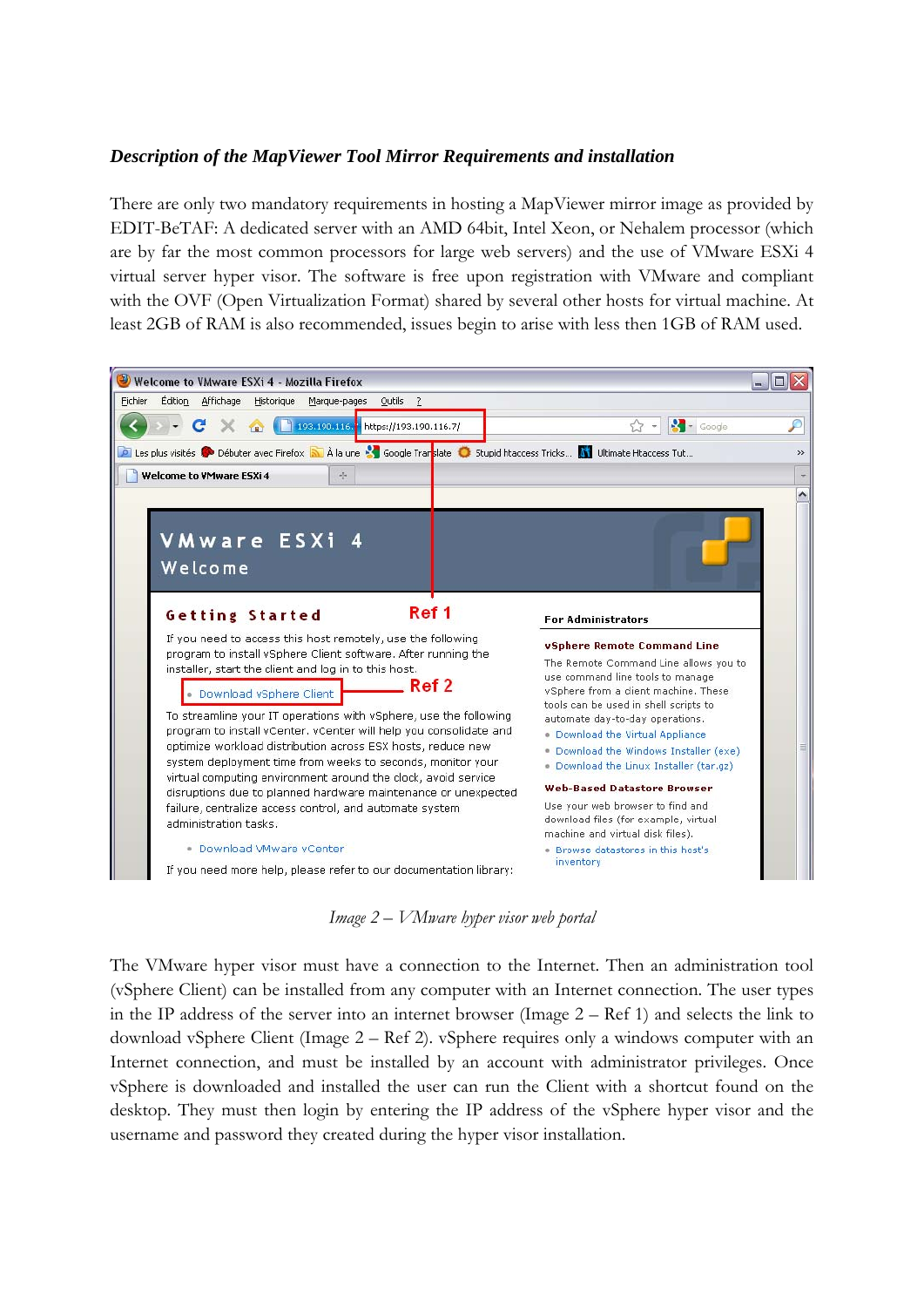*Description of the MapViewer Tool Mirror Requirements and installation*

There are only two mandatory requirements in hosting a MapViewer mirror image as provided by EDIT-BeTAF: A dedicated server with an AMD 64bit, Intel Xeon, or Nehalem processor (which are by far the most common processors for large web servers) and the use of VMware ESXi 4 virtual server hyper visor. The software is free upon registration with VMware and compliant with the OVF (Open Virtualization Format) shared by several other hosts for virtual machine. At least 2GB of RAM is also recommended, issues begin to arise with less then 1GB of RAM used.

*Image 2 – VMware hyper visor web portal*

The VMware hyper visor must have a connection to the Internet. Then an administration tool (vSphere Client) can be installed from any computer with an Internet connection. The user types in the IP address of the server into an internet browser (Image 2 – Ref 1) and selects the link to download vSphere Client (Image 2 – Ref 2). vSphere requires only a windows computer with an Internet connection, and must be installed by an account with administrator privileges. Once vSphere is downloaded and installed the user can run the Client with a shortcut found on the desktop. They must then login by entering the IP address of the vSphere hyper visor and the username and password they created during the hyper visor installation.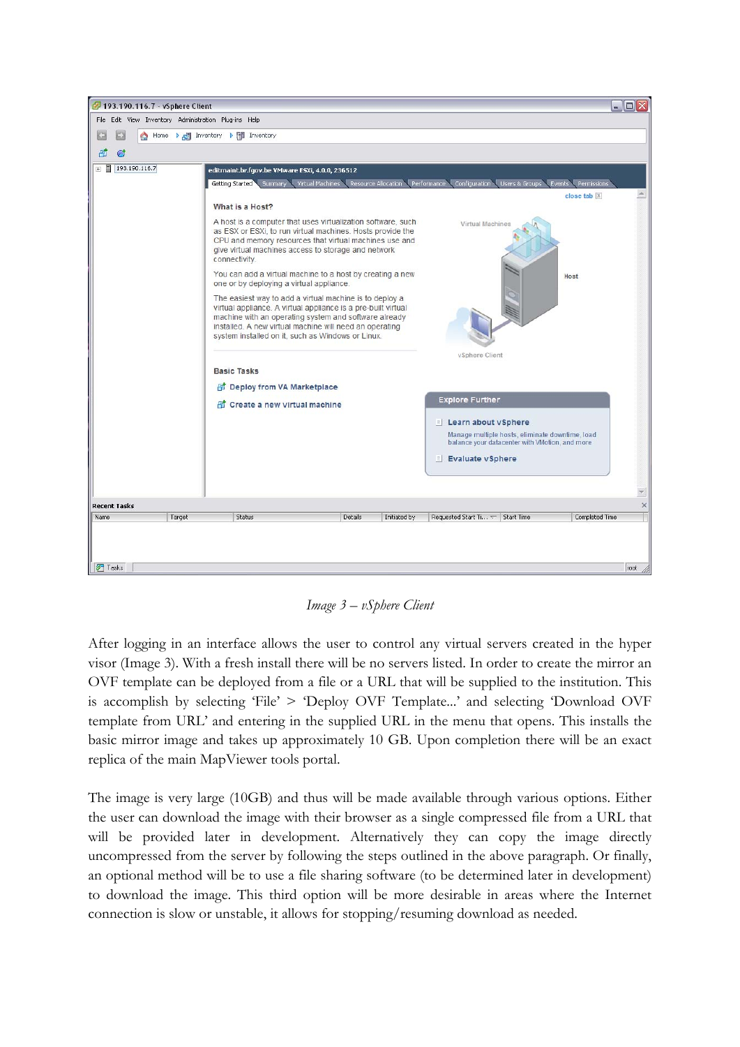*Image 3 – vSphere Client*

After logging in an interface allows the user to control any virtual servers created in the hyper visor (Image 3). With a fresh install there will be no servers listed. In order to create the mirror an OVF template can be deployed from a file or a URL that will be supplied to the institution. This is accomplish by selecting 'File' > 'Deploy OVF Template...' and selecting 'Download OVF template from URL' and entering in the supplied URL in the menu that opens. This installs the basic mirror image and takes up approximately 10 GB. Upon completion there will be an exact replica of the main MapViewer tools portal.

The image is very large (10GB) and thus will be made available through various options. Either the user can download the image with their browser as a single compressed file from a URL that will be provided later in development. Alternatively they can copy the image directly uncompressed from the server by following the steps outlined in the above paragraph. Or finally, an optional method will be to use a file sharing software (to be determined later in development) to download the image. This third option will be more desirable in areas where the Internet connection is slow or unstable, it allows for stopping/resuming download as needed.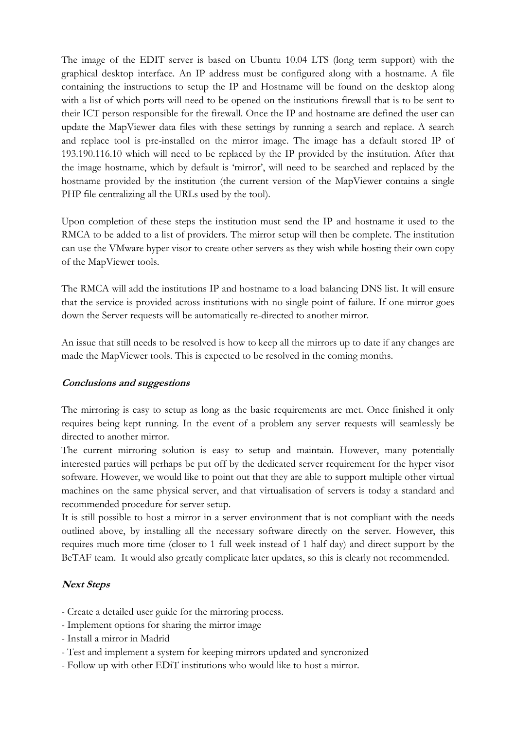The image of the EDIT server is based on Ubuntu 10.04 LTS (long term support) with the graphical desktop interface. An IP address must be configured along with a hostname. A file containing the instructions to setup the IP and Hostname will be found on the desktop along with a list of which ports will need to be opened on the institutions firewall that is to be sent to their ICT person responsible for the firewall. Once the IP and hostname are defined the user can update the MapViewer data files with these settings by running a search and replace. A search and replace tool is pre-installed on the mirror image. The image has a default stored IP of 193.190.116.10 which will need to be replaced by the IP provided by the institution. After that the image hostname, which by default is 'mirror', will need to be searched and replaced by the hostname provided by the institution (the current version of the MapViewer contains a single PHP file centralizing all the URLs used by the tool).

Upon completion of these steps the institution must send the IP and hostname it used to the RMCA to be added to a list of providers. The mirror setup will then be complete. The institution can use the VMware hyper visor to create other servers as they wish while hosting their own copy of the MapViewer tools.

The RMCA will add the institutions IP and hostname to a load balancing DNS list. It will ensure that the service is provided across institutions with no single point of failure. If one mirror goes down the Server requests will be automatically re-directed to another mirror.

An issue that still needs to be resolved is how to keep all the mirrors up to date if any changes are made the MapViewer tools. This is expected to be resolved in the coming months.

### *Conclusions and suggestions*

The mirroring is easy to setup as long as the basic requirements are met. Once finished it only requires being kept running. In the event of a problem any server requests will seamlessly be directed to another mirror.

The current mirroring solution is easy to setup and maintain. However, many potentially interested parties will perhaps be put off by the dedicated server requirement for the hyper visor software. However, we would like to point out that they are able to support multiple other virtual machines on the same physical server, and that virtualisation of servers is today a standard and recommended procedure for server setup.

It is still possible to host a mirror in a server environment that is not compliant with the needs outlined above, by installing all the necessary software directly on the server. However, this requires much more time (closer to 1 full week instead of 1 half day) and direct support by the BeTAF team. It would also greatly complicate later updates, so this is clearly not recommended.

### *Next Steps*

- Create a detailed user guide for the mirroring process.
- Implement options for sharing the mirror image
- Install a mirror in Madrid
- Test and implement a system for keeping mirrors updated and syncronized
- Follow up with other EDiT institutions who would like to host a mirror.